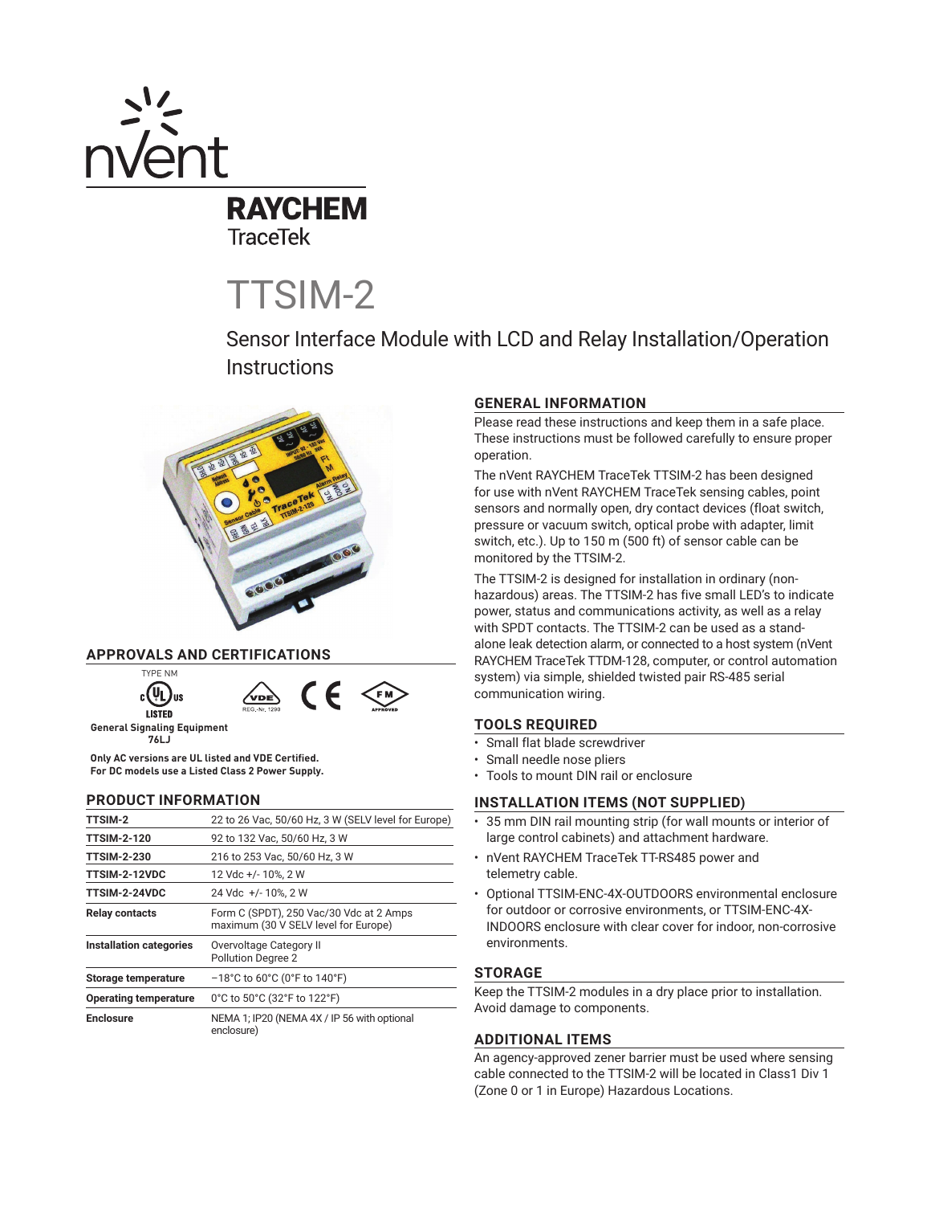nVent

RAYCHEM

TraceTek

# TTSIM-2

## Sensor Interface Module with LCD and Relay Installation/Operation Instructions

## APPROVALS AND CERTIFICATIONS

TYPE NM

LISTED

General Signaling Equipment 76LJ

REG.-Nr. 1290

APPROVED

**Only AC versions are UL listed and VDE Certified. For DC models use a Listed Class 2 Power Supply.**

## PRODUCT INFORMATION

| | |
|---|---|
| **TTSIM-2** | 22 to 26 Vac, 50/60 Hz, 3 W (SELV level for Europe) |
| **TTSIM-2-120** | 92 to 132 Vac, 50/60 Hz, 3 W |
| **TTSIM-2-230** | 216 to 253 Vac, 50/60 Hz, 3 W |
| **TTSIM-2-12VDC** | 12 Vdc +/- 10%, 2 W |
| **TTSIM-2-24VDC** | 24 Vdc +/- 10%, 2 W |
| **Relay contacts** | Form C (SPDT), 250 Vac/30 Vdc at 2 Amps maximum (30 V SELV level for Europe) |
| **Installation categories** | Overvoltage Category II<br>Pollution Degree 2 |
| **Storage temperature** | −18°C to 60°C (0°F to 140°F) |
| **Operating temperature** | 0°C to 50°C (32°F to 122°F) |
| **Enclosure** | NEMA 1; IP20 (NEMA 4X / IP 56 with optional enclosure) |

## GENERAL INFORMATION

Please read these instructions and keep them in a safe place. These instructions must be followed carefully to ensure proper operation.

The nVent RAYCHEM TraceTek TTSIM-2 has been designed for use with nVent RAYCHEM TraceTek sensing cables, point sensors and normally open, dry contact devices (float switch, pressure or vacuum switch, optical probe with adapter, limit switch, etc.). Up to 150 m (500 ft) of sensor cable can be monitored by the TTSIM-2.

The TTSIM-2 is designed for installation in ordinary (non-hazardous) areas. The TTSIM-2 has five small LED's to indicate power, status and communications activity, as well as a relay with SPDT contacts. The TTSIM-2 can be used as a stand-alone leak detection alarm, or connected to a host system (nVent RAYCHEM TraceTek TTDM-128, computer, or control automation system) via simple, shielded twisted pair RS-485 serial communication wiring.

## TOOLS REQUIRED

- Small flat blade screwdriver
- Small needle nose pliers
- Tools to mount DIN rail or enclosure

## INSTALLATION ITEMS (NOT SUPPLIED)

- 35 mm DIN rail mounting strip (for wall mounts or interior of large control cabinets) and attachment hardware.
- nVent RAYCHEM TraceTek TT-RS485 power and telemetry cable.
- Optional TTSIM-ENC-4X-OUTDOORS environmental enclosure for outdoor or corrosive environments, or TTSIM-ENC-4X-INDOORS enclosure with clear cover for indoor, non-corrosive environments.

## STORAGE

Keep the TTSIM-2 modules in a dry place prior to installation. Avoid damage to components.

## ADDITIONAL ITEMS

An agency-approved zener barrier must be used where sensing cable connected to the TTSIM-2 will be located in Class1 Div 1 (Zone 0 or 1 in Europe) Hazardous Locations.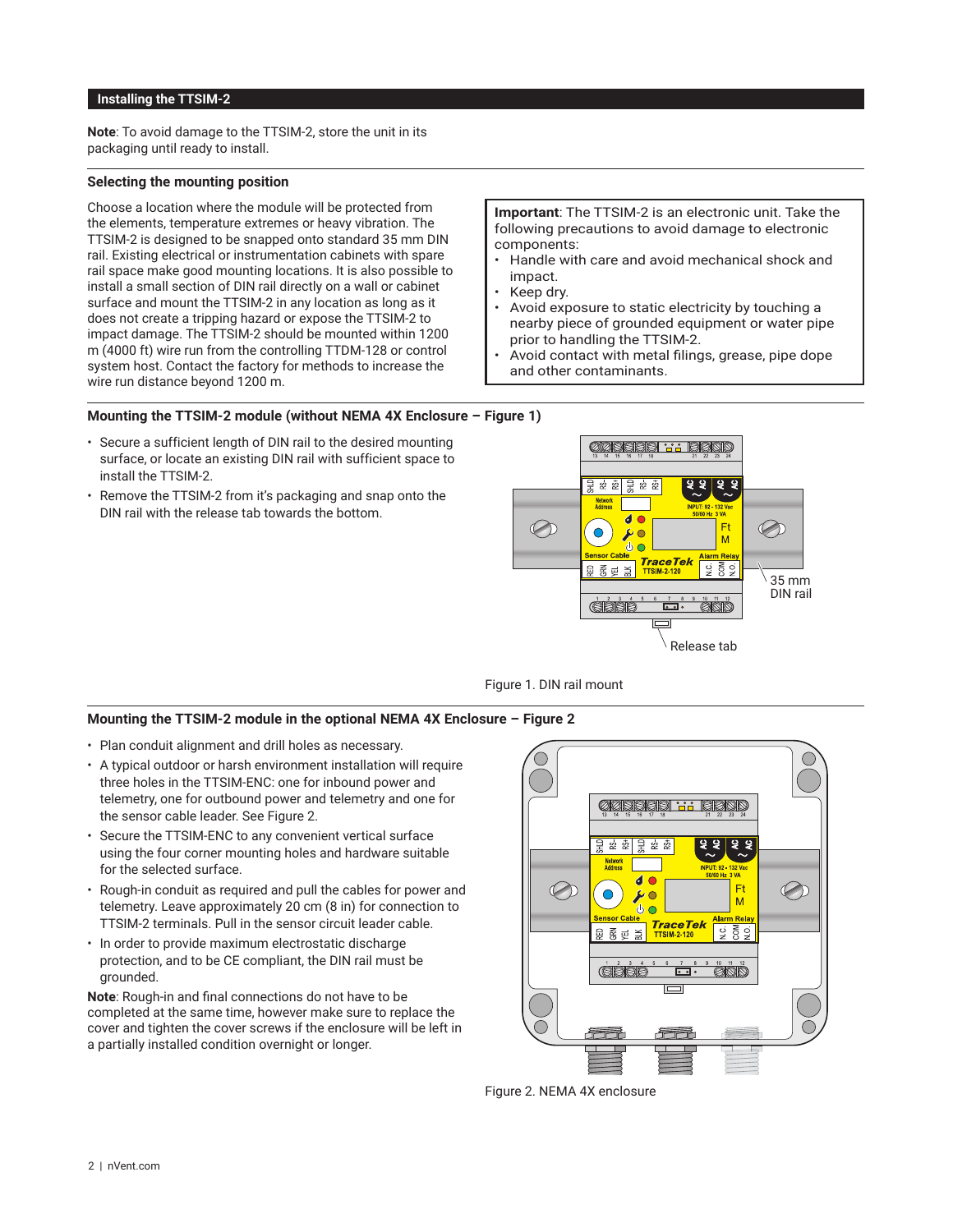## Installing the TTSIM-2

**Note**: To avoid damage to the TTSIM-2, store the unit in its packaging until ready to install.

### Selecting the mounting position

Choose a location where the module will be protected from the elements, temperature extremes or heavy vibration. The TTSIM-2 is designed to be snapped onto standard 35 mm DIN rail. Existing electrical or instrumentation cabinets with spare rail space make good mounting locations. It is also possible to install a small section of DIN rail directly on a wall or cabinet surface and mount the TTSIM-2 in any location as long as it does not create a tripping hazard or expose the TTSIM-2 to impact damage. The TTSIM-2 should be mounted within 1200 m (4000 ft) wire run from the controlling TTDM-128 or control system host. Contact the factory for methods to increase the wire run distance beyond 1200 m.

**Important**: The TTSIM-2 is an electronic unit. Take the following precautions to avoid damage to electronic components:

- Handle with care and avoid mechanical shock and impact.
- Keep dry.
- Avoid exposure to static electricity by touching a nearby piece of grounded equipment or water pipe prior to handling the TTSIM-2.
- Avoid contact with metal filings, grease, pipe dope and other contaminants.

### Mounting the TTSIM-2 module (without NEMA 4X Enclosure – Figure 1)

- Secure a sufficient length of DIN rail to the desired mounting surface, or locate an existing DIN rail with sufficient space to install the TTSIM-2.
- Remove the TTSIM-2 from it's packaging and snap onto the DIN rail with the release tab towards the bottom.

Figure 1. DIN rail mount

### Mounting the TTSIM-2 module in the optional NEMA 4X Enclosure – Figure 2

- Plan conduit alignment and drill holes as necessary.
- A typical outdoor or harsh environment installation will require three holes in the TTSIM-ENC: one for inbound power and telemetry, one for outbound power and telemetry and one for the sensor cable leader. See Figure 2.
- Secure the TTSIM-ENC to any convenient vertical surface using the four corner mounting holes and hardware suitable for the selected surface.
- Rough-in conduit as required and pull the cables for power and telemetry. Leave approximately 20 cm (8 in) for connection to TTSIM-2 terminals. Pull in the sensor circuit leader cable.
- In order to provide maximum electrostatic discharge protection, and to be CE compliant, the DIN rail must be grounded.

**Note**: Rough-in and final connections do not have to be completed at the same time, however make sure to replace the cover and tighten the cover screws if the enclosure will be left in a partially installed condition overnight or longer.

Figure 2. NEMA 4X enclosure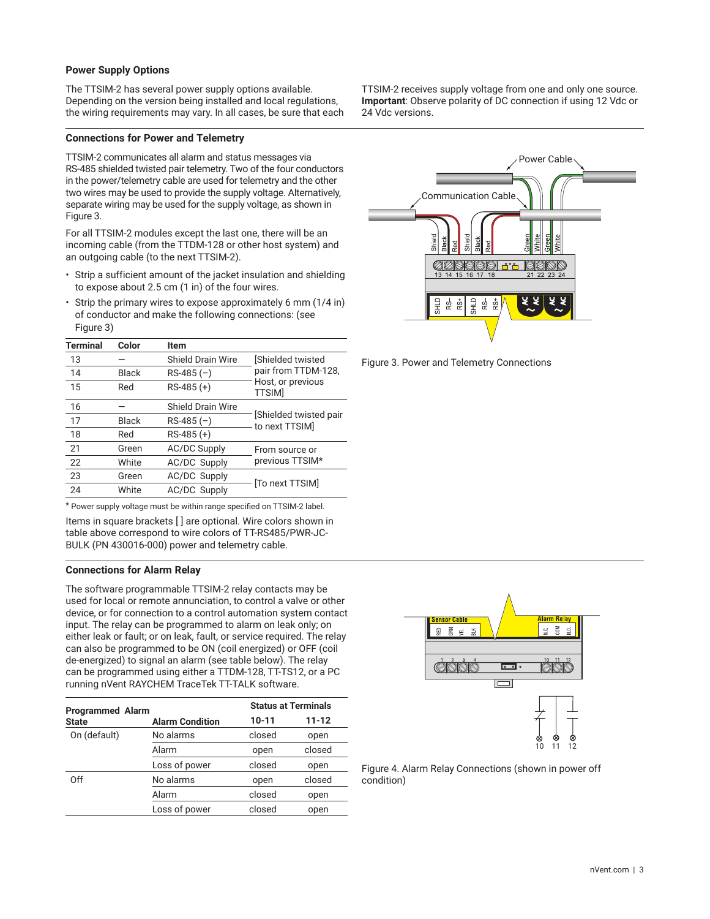### Power Supply Options

The TTSIM-2 has several power supply options available. Depending on the version being installed and local regulations, the wiring requirements may vary. In all cases, be sure that each TTSIM-2 receives supply voltage from one and only one source. **Important**: Observe polarity of DC connection if using 12 Vdc or 24 Vdc versions.

### Connections for Power and Telemetry

TTSIM-2 communicates all alarm and status messages via RS-485 shielded twisted pair telemetry. Two of the four conductors in the power/telemetry cable are used for telemetry and the other two wires may be used to provide the supply voltage. Alternatively, separate wiring may be used for the supply voltage, as shown in Figure 3.

For all TTSIM-2 modules except the last one, there will be an incoming cable (from the TTDM-128 or other host system) and an outgoing cable (to the next TTSIM-2).

- Strip a sufficient amount of the jacket insulation and shielding to expose about 2.5 cm (1 in) of the four wires.
- Strip the primary wires to expose approximately 6 mm (1/4 in) of conductor and make the following connections: (see Figure 3)

| Terminal | Color | Item | |
|---|---|---|---|
| 13 | — | Shield Drain Wire | [Shielded twisted pair from TTDM-128, Host, or previous TTSIM] |
| 14 | Black | RS-485 (−) | |
| 15 | Red | RS-485 (+) | |
| 16 | — | Shield Drain Wire | [Shielded twisted pair to next TTSIM] |
| 17 | Black | RS-485 (−) | |
| 18 | Red | RS-485 (+) | |
| 21 | Green | AC/DC Supply | From source or previous TTSIM* |
| 22 | White | AC/DC Supply | |
| 23 | Green | AC/DC Supply | [To next TTSIM] |
| 24 | White | AC/DC Supply | |

* Power supply voltage must be within range specified on TTSIM-2 label.

Items in square brackets [ ] are optional. Wire colors shown in table above correspond to wire colors of TT-RS485/PWR-JC-BULK (PN 430016-000) power and telemetry cable.

Figure 3. Power and Telemetry Connections

### Connections for Alarm Relay

The software programmable TTSIM-2 relay contacts may be used for local or remote annunciation, to control a valve or other device, or for connection to a control automation system contact input. The relay can be programmed to alarm on leak only; on either leak or fault; or on leak, fault, or service required. The relay can also be programmed to be ON (coil energized) or OFF (coil de-energized) to signal an alarm (see table below). The relay can be programmed using either a TTDM-128, TT-TS12, or a PC running nVent RAYCHEM TraceTek TT-TALK software.

| Programmed Alarm State | Alarm Condition | Status at Terminals 10-11 | Status at Terminals 11-12 |
|---|---|---|---|
| On (default) | No alarms | closed | open |
| | Alarm | open | closed |
| | Loss of power | closed | open |
| Off | No alarms | open | closed |
| | Alarm | closed | open |
| | Loss of power | closed | open |

Figure 4. Alarm Relay Connections (shown in power off condition)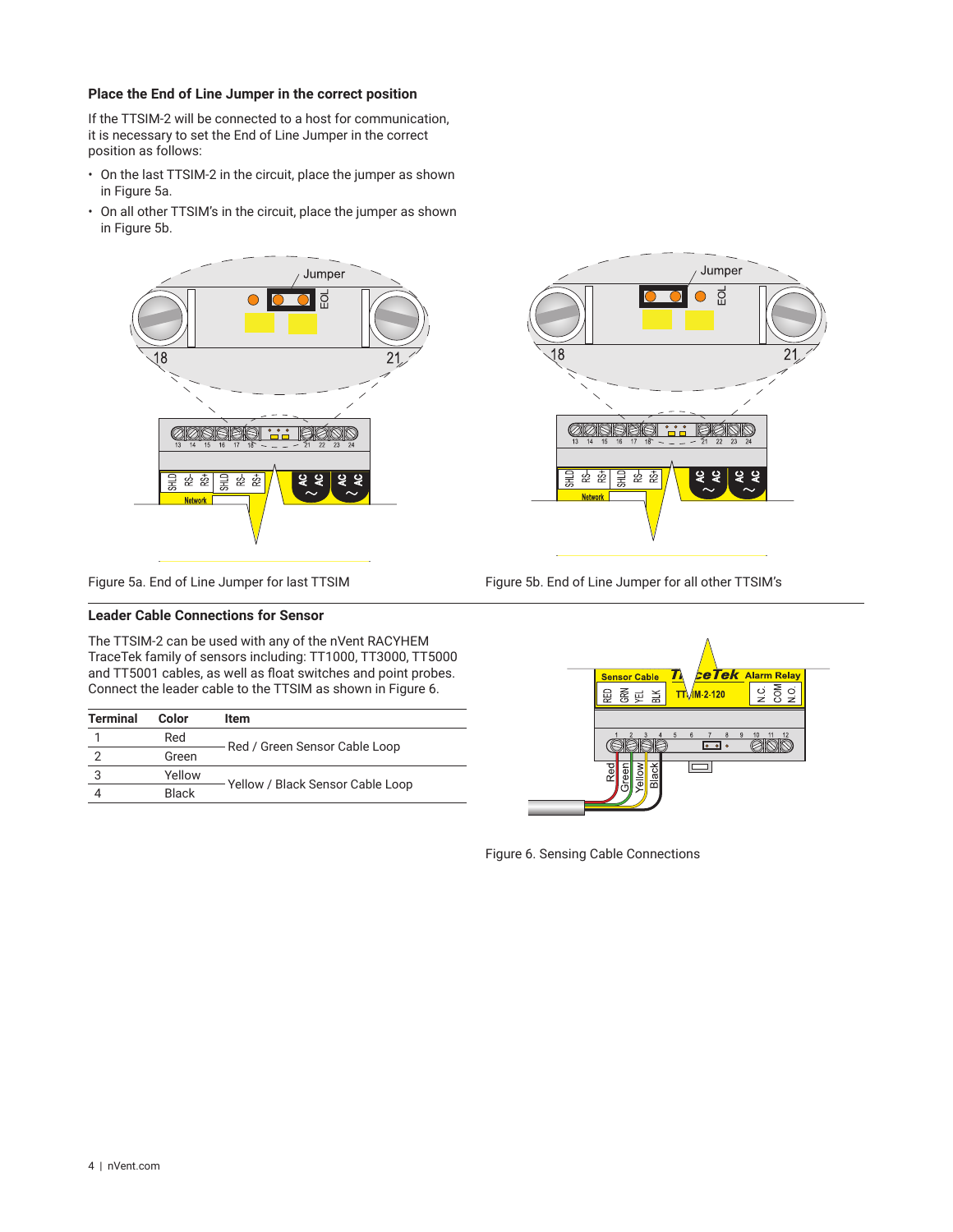### Place the End of Line Jumper in the correct position

If the TTSIM-2 will be connected to a host for communication, it is necessary to set the End of Line Jumper in the correct position as follows:

- On the last TTSIM-2 in the circuit, place the jumper as shown in Figure 5a.
- On all other TTSIM's in the circuit, place the jumper as shown in Figure 5b.

Figure 5a. End of Line Jumper for last TTSIM

Figure 5b. End of Line Jumper for all other TTSIM's

### Leader Cable Connections for Sensor

The TTSIM-2 can be used with any of the nVent RACYHEM TraceTek family of sensors including: TT1000, TT3000, TT5000 and TT5001 cables, as well as float switches and point probes. Connect the leader cable to the TTSIM as shown in Figure 6.

| Terminal | Color | Item |
|---|---|---|
| 1 | Red | Red / Green Sensor Cable Loop |
| 2 | Green | |
| 3 | Yellow | Yellow / Black Sensor Cable Loop |
| 4 | Black | |

Figure 6. Sensing Cable Connections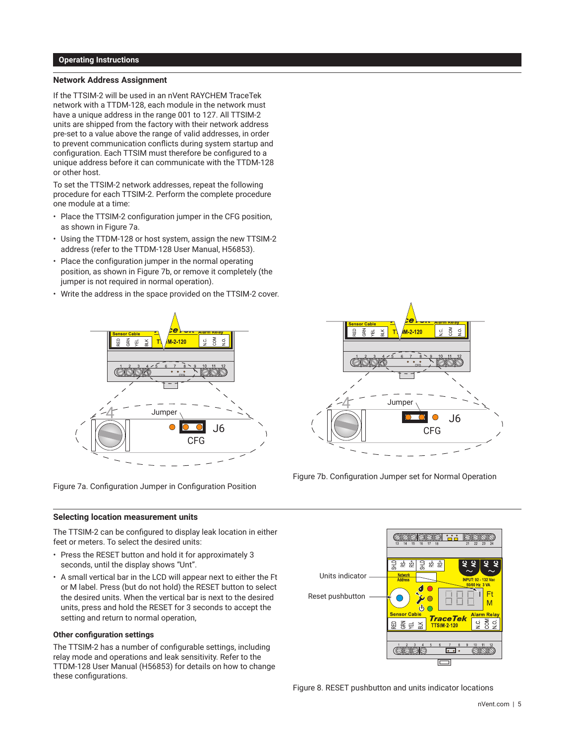## Operating Instructions

### Network Address Assignment

If the TTSIM-2 will be used in an nVent RAYCHEM TraceTek network with a TTDM-128, each module in the network must have a unique address in the range 001 to 127. All TTSIM-2 units are shipped from the factory with their network address pre-set to a value above the range of valid addresses, in order to prevent communication conflicts during system startup and configuration. Each TTSIM must therefore be configured to a unique address before it can communicate with the TTDM-128 or other host.

To set the TTSIM-2 network addresses, repeat the following procedure for each TTSIM-2. Perform the complete procedure one module at a time:

- Place the TTSIM-2 configuration jumper in the CFG position, as shown in Figure 7a.
- Using the TTDM-128 or host system, assign the new TTSIM-2 address (refer to the TTDM-128 User Manual, H56853).
- Place the configuration jumper in the normal operating position, as shown in Figure 7b, or remove it completely (the jumper is not required in normal operation).
- Write the address in the space provided on the TTSIM-2 cover.

Figure 7a. Configuration Jumper in Configuration Position

Figure 7b. Configuration Jumper set for Normal Operation

### Selecting location measurement units

The TTSIM-2 can be configured to display leak location in either feet or meters. To select the desired units:

- Press the RESET button and hold it for approximately 3 seconds, until the display shows “Unt”.
- A small vertical bar in the LCD will appear next to either the Ft or M label. Press (but do not hold) the RESET button to select the desired units. When the vertical bar is next to the desired units, press and hold the RESET for 3 seconds to accept the setting and return to normal operation,

### Other configuration settings

The TTSIM-2 has a number of configurable settings, including relay mode and operations and leak sensitivity. Refer to the TTDM-128 User Manual (H56853) for details on how to change these configurations.

Figure 8. RESET pushbutton and units indicator locations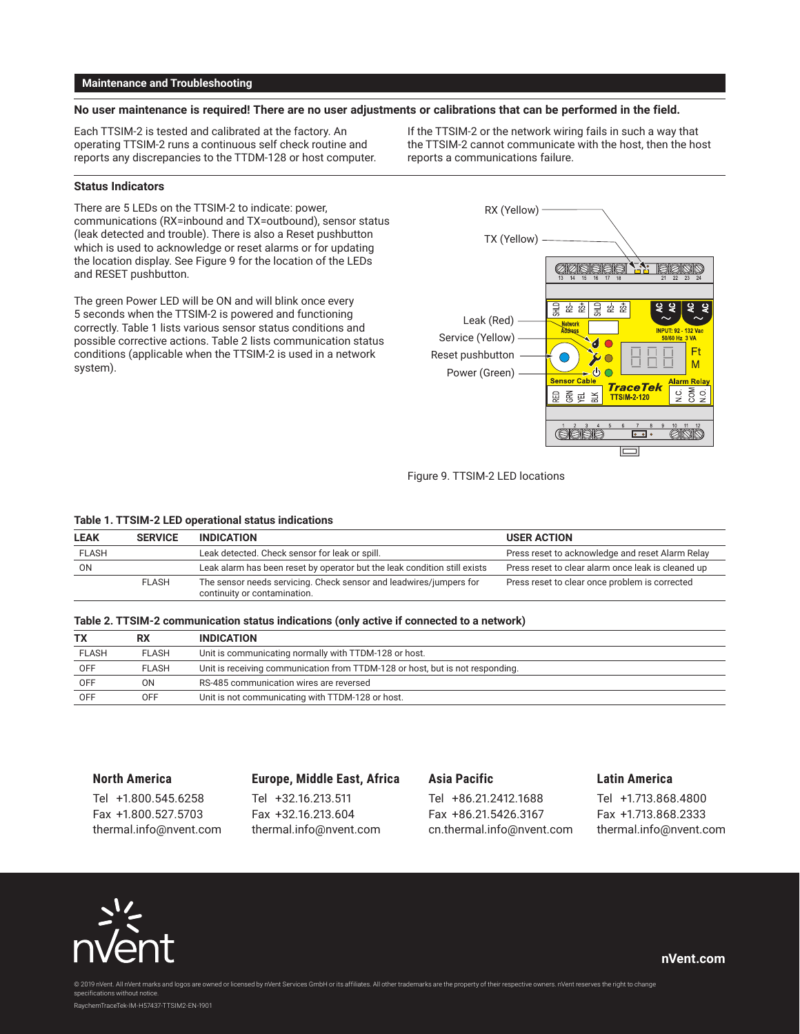## Maintenance and Troubleshooting

**No user maintenance is required! There are no user adjustments or calibrations that can be performed in the field.**

Each TTSIM-2 is tested and calibrated at the factory. An operating TTSIM-2 runs a continuous self check routine and reports any discrepancies to the TTDM-128 or host computer.

If the TTSIM-2 or the network wiring fails in such a way that the TTSIM-2 cannot communicate with the host, then the host reports a communications failure.

### Status Indicators

There are 5 LEDs on the TTSIM-2 to indicate: power, communications (RX=inbound and TX=outbound), sensor status (leak detected and trouble). There is also a Reset pushbutton which is used to acknowledge or reset alarms or for updating the location display. See Figure 9 for the location of the LEDs and RESET pushbutton.

The green Power LED will be ON and will blink once every 5 seconds when the TTSIM-2 is powered and functioning correctly. Table 1 lists various sensor status conditions and possible corrective actions. Table 2 lists communication status conditions (applicable when the TTSIM-2 is used in a network system).

RX (Yellow)
TX (Yellow)
Leak (Red)
Service (Yellow)
Reset pushbutton
Power (Green)

Figure 9. TTSIM-2 LED locations

**Table 1. TTSIM-2 LED operational status indications**

| LEAK | SERVICE | INDICATION | USER ACTION |
|---|---|---|---|
| FLASH | | Leak detected. Check sensor for leak or spill. | Press reset to acknowledge and reset Alarm Relay |
| ON | | Leak alarm has been reset by operator but the leak condition still exists | Press reset to clear alarm once leak is cleaned up |
| | FLASH | The sensor needs servicing. Check sensor and leadwires/jumpers for continuity or contamination. | Press reset to clear once problem is corrected |

**Table 2. TTSIM-2 communication status indications (only active if connected to a network)**

| TX | RX | INDICATION |
|---|---|---|
| FLASH | FLASH | Unit is communicating normally with TTDM-128 or host. |
| OFF | FLASH | Unit is receiving communication from TTDM-128 or host, but is not responding. |
| OFF | ON | RS-485 communication wires are reversed |
| OFF | OFF | Unit is not communicating with TTDM-128 or host. |

**North America**
Tel +1.800.545.6258
Fax +1.800.527.5703
thermal.info@nvent.com

**Europe, Middle East, Africa**
Tel +32.16.213.511
Fax +32.16.213.604
thermal.info@nvent.com

**Asia Pacific**
Tel +86.21.2412.1688
Fax +86.21.5426.3167
cn.thermal.info@nvent.com

**Latin America**
Tel +1.713.868.4800
Fax +1.713.868.2333
thermal.info@nvent.com

**nVent.com**

© 2019 nVent. All nVent marks and logos are owned or licensed by nVent Services GmbH or its affiliates. All other trademarks are the property of their respective owners. nVent reserves the right to change specifications without notice.

RaychemTraceTek-IM-H57437-TTSIM2-EN-1901